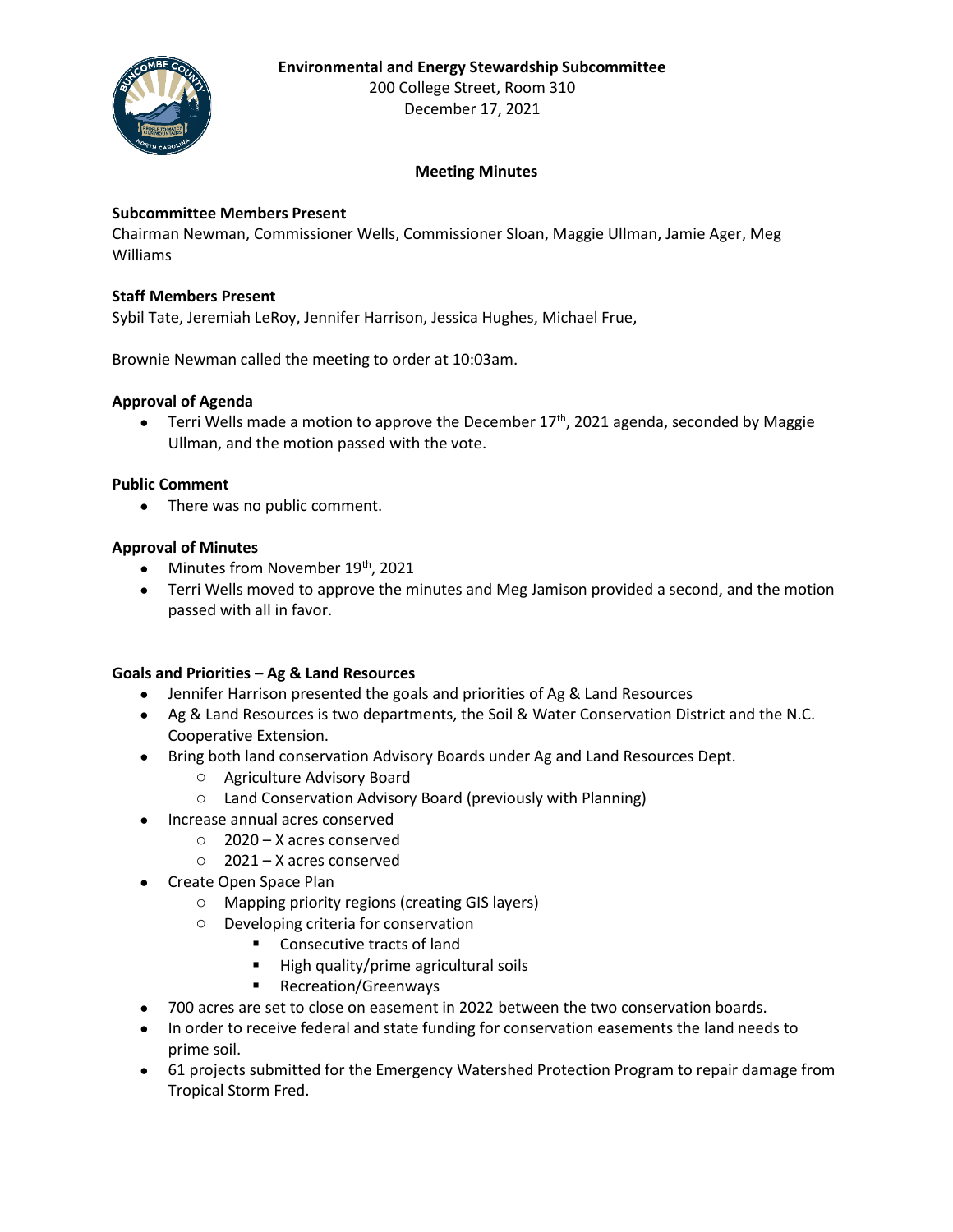**Environmental and Energy Stewardship Subcommittee**
200 College Street, Room 310
December 17, 2021

**Meeting Minutes**

**Subcommittee Members Present**
Chairman Newman, Commissioner Wells, Commissioner Sloan, Maggie Ullman, Jamie Ager, Meg Williams

**Staff Members Present**
Sybil Tate, Jeremiah LeRoy, Jennifer Harrison, Jessica Hughes, Michael Frue,

Brownie Newman called the meeting to order at 10:03am.

**Approval of Agenda**

- Terri Wells made a motion to approve the December 17th, 2021 agenda, seconded by Maggie Ullman, and the motion passed with the vote.

**Public Comment**

- There was no public comment.

**Approval of Minutes**

- Minutes from November 19th, 2021
- Terri Wells moved to approve the minutes and Meg Jamison provided a second, and the motion passed with all in favor.

**Goals and Priorities – Ag & Land Resources**

- Jennifer Harrison presented the goals and priorities of Ag & Land Resources
- Ag & Land Resources is two departments, the Soil & Water Conservation District and the N.C. Cooperative Extension.
- Bring both land conservation Advisory Boards under Ag and Land Resources Dept.
    - Agriculture Advisory Board
    - Land Conservation Advisory Board (previously with Planning)
- Increase annual acres conserved
    - 2020 – X acres conserved
    - 2021 – X acres conserved
- Create Open Space Plan
    - Mapping priority regions (creating GIS layers)
    - Developing criteria for conservation
        - Consecutive tracts of land
        - High quality/prime agricultural soils
        - Recreation/Greenways
- 700 acres are set to close on easement in 2022 between the two conservation boards.
- In order to receive federal and state funding for conservation easements the land needs to prime soil.
- 61 projects submitted for the Emergency Watershed Protection Program to repair damage from Tropical Storm Fred.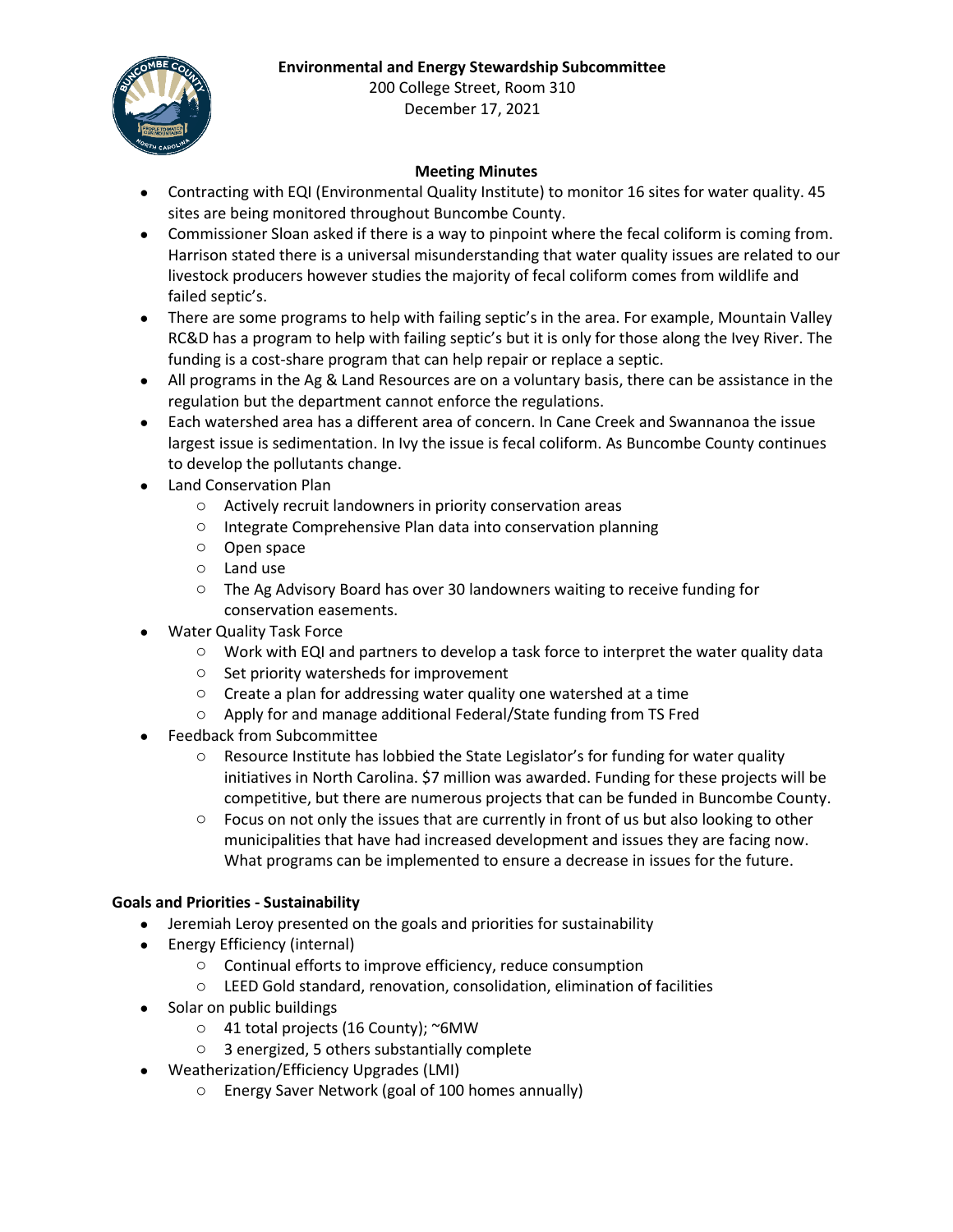**Environmental and Energy Stewardship Subcommittee**

200 College Street, Room 310

December 17, 2021

**Meeting Minutes**

- Contracting with EQI (Environmental Quality Institute) to monitor 16 sites for water quality. 45 sites are being monitored throughout Buncombe County.
- Commissioner Sloan asked if there is a way to pinpoint where the fecal coliform is coming from. Harrison stated there is a universal misunderstanding that water quality issues are related to our livestock producers however studies the majority of fecal coliform comes from wildlife and failed septic's.
- There are some programs to help with failing septic's in the area. For example, Mountain Valley RC&D has a program to help with failing septic's but it is only for those along the Ivey River. The funding is a cost-share program that can help repair or replace a septic.
- All programs in the Ag & Land Resources are on a voluntary basis, there can be assistance in the regulation but the department cannot enforce the regulations.
- Each watershed area has a different area of concern. In Cane Creek and Swannanoa the issue largest issue is sedimentation. In Ivy the issue is fecal coliform. As Buncombe County continues to develop the pollutants change.
- Land Conservation Plan
  - Actively recruit landowners in priority conservation areas
  - Integrate Comprehensive Plan data into conservation planning
  - Open space
  - Land use
  - The Ag Advisory Board has over 30 landowners waiting to receive funding for conservation easements.
- Water Quality Task Force
  - Work with EQI and partners to develop a task force to interpret the water quality data
  - Set priority watersheds for improvement
  - Create a plan for addressing water quality one watershed at a time
  - Apply for and manage additional Federal/State funding from TS Fred
- Feedback from Subcommittee
  - Resource Institute has lobbied the State Legislator's for funding for water quality initiatives in North Carolina. $7 million was awarded. Funding for these projects will be competitive, but there are numerous projects that can be funded in Buncombe County.
  - Focus on not only the issues that are currently in front of us but also looking to other municipalities that have had increased development and issues they are facing now. What programs can be implemented to ensure a decrease in issues for the future.

**Goals and Priorities - Sustainability**

- Jeremiah Leroy presented on the goals and priorities for sustainability
- Energy Efficiency (internal)
  - Continual efforts to improve efficiency, reduce consumption
  - LEED Gold standard, renovation, consolidation, elimination of facilities
- Solar on public buildings
  - 41 total projects (16 County); ~6MW
  - 3 energized, 5 others substantially complete
- Weatherization/Efficiency Upgrades (LMI)
  - Energy Saver Network (goal of 100 homes annually)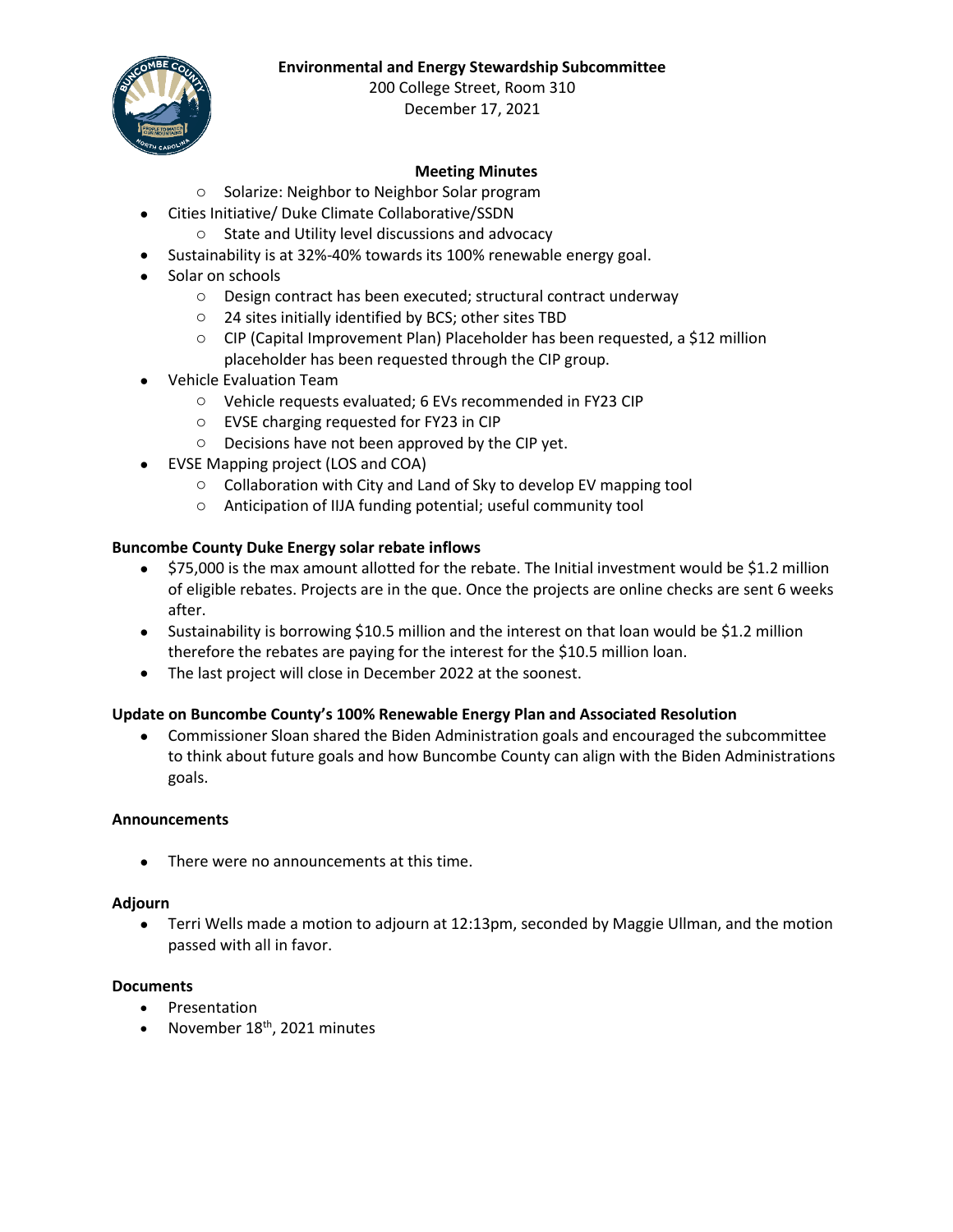**Environmental and Energy Stewardship Subcommittee**
200 College Street, Room 310
December 17, 2021

**Meeting Minutes**

  - Solarize: Neighbor to Neighbor Solar program
- Cities Initiative/ Duke Climate Collaborative/SSDN
  - State and Utility level discussions and advocacy
- Sustainability is at 32%-40% towards its 100% renewable energy goal.
- Solar on schools
  - Design contract has been executed; structural contract underway
  - 24 sites initially identified by BCS; other sites TBD
  - CIP (Capital Improvement Plan) Placeholder has been requested, a $12 million placeholder has been requested through the CIP group.
- Vehicle Evaluation Team
  - Vehicle requests evaluated; 6 EVs recommended in FY23 CIP
  - EVSE charging requested for FY23 in CIP
  - Decisions have not been approved by the CIP yet.
- EVSE Mapping project (LOS and COA)
  - Collaboration with City and Land of Sky to develop EV mapping tool
  - Anticipation of IIJA funding potential; useful community tool

**Buncombe County Duke Energy solar rebate inflows**

- $75,000 is the max amount allotted for the rebate. The Initial investment would be $1.2 million of eligible rebates. Projects are in the que. Once the projects are online checks are sent 6 weeks after.
- Sustainability is borrowing $10.5 million and the interest on that loan would be $1.2 million therefore the rebates are paying for the interest for the $10.5 million loan.
- The last project will close in December 2022 at the soonest.

**Update on Buncombe County's 100% Renewable Energy Plan and Associated Resolution**

- Commissioner Sloan shared the Biden Administration goals and encouraged the subcommittee to think about future goals and how Buncombe County can align with the Biden Administrations goals.

**Announcements**

- There were no announcements at this time.

**Adjourn**

- Terri Wells made a motion to adjourn at 12:13pm, seconded by Maggie Ullman, and the motion passed with all in favor.

**Documents**

- Presentation
- November 18th, 2021 minutes